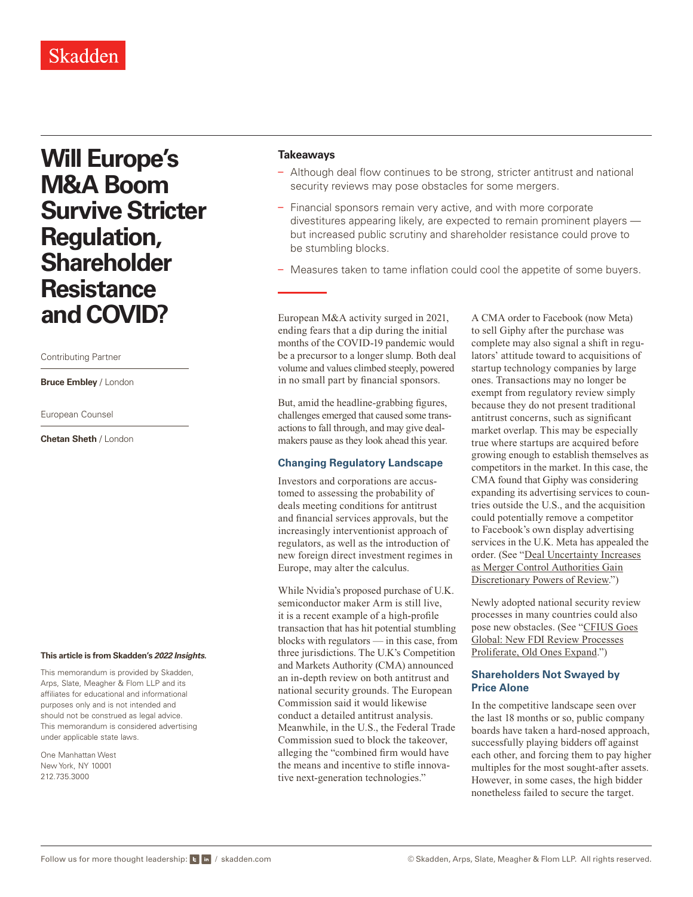Skadden

# Will Europe's M&A Boom Survive Stricter Regulation, Shareholder Resistance and COVID?

Contributing Partner

**Bruce Embley** / London

European Counsel

**Chetan Sheth** / London

**This article is from Skadden's *2022 Insights*.**

This memorandum is provided by Skadden, Arps, Slate, Meagher & Flom LLP and its affiliates for educational and informational purposes only and is not intended and should not be construed as legal advice. This memorandum is considered advertising under applicable state laws.

One Manhattan West
New York, NY 10001
212.735.3000

### Takeaways

- Although deal flow continues to be strong, stricter antitrust and national security reviews may pose obstacles for some mergers.
- Financial sponsors remain very active, and with more corporate divestitures appearing likely, are expected to remain prominent players — but increased public scrutiny and shareholder resistance could prove to be stumbling blocks.
- Measures taken to tame inflation could cool the appetite of some buyers.

European M&A activity surged in 2021, ending fears that a dip during the initial months of the COVID-19 pandemic would be a precursor to a longer slump. Both deal volume and values climbed steeply, powered in no small part by financial sponsors.

But, amid the headline-grabbing figures, challenges emerged that caused some transactions to fall through, and may give dealmakers pause as they look ahead this year.

## Changing Regulatory Landscape

Investors and corporations are accustomed to assessing the probability of deals meeting conditions for antitrust and financial services approvals, but the increasingly interventionist approach of regulators, as well as the introduction of new foreign direct investment regimes in Europe, may alter the calculus.

While Nvidia's proposed purchase of U.K. semiconductor maker Arm is still live, it is a recent example of a high-profile transaction that has hit potential stumbling blocks with regulators — in this case, from three jurisdictions. The U.K.'s Competition and Markets Authority (CMA) announced an in-depth review on both antitrust and national security grounds. The European Commission said it would likewise conduct a detailed antitrust analysis. Meanwhile, in the U.S., the Federal Trade Commission sued to block the takeover, alleging the "combined firm would have the means and incentive to stifle innovative next-generation technologies."

A CMA order to Facebook (now Meta) to sell Giphy after the purchase was complete may also signal a shift in regulators' attitude toward acquisitions of startup technology companies by large ones. Transactions may no longer be exempt from regulatory review simply because they do not present traditional antitrust concerns, such as significant market overlap. This may be especially true where startups are acquired before growing enough to establish themselves as competitors in the market. In this case, the CMA found that Giphy was considering expanding its advertising services to countries outside the U.S., and the acquisition could potentially remove a competitor to Facebook's own display advertising services in the U.K. Meta has appealed the order. (See "Deal Uncertainty Increases as Merger Control Authorities Gain Discretionary Powers of Review.")

Newly adopted national security review processes in many countries could also pose new obstacles. (See "CFIUS Goes Global: New FDI Review Processes Proliferate, Old Ones Expand.")

## Shareholders Not Swayed by Price Alone

In the competitive landscape seen over the last 18 months or so, public company boards have taken a hard-nosed approach, successfully playing bidders off against each other, and forcing them to pay higher multiples for the most sought-after assets. However, in some cases, the high bidder nonetheless failed to secure the target.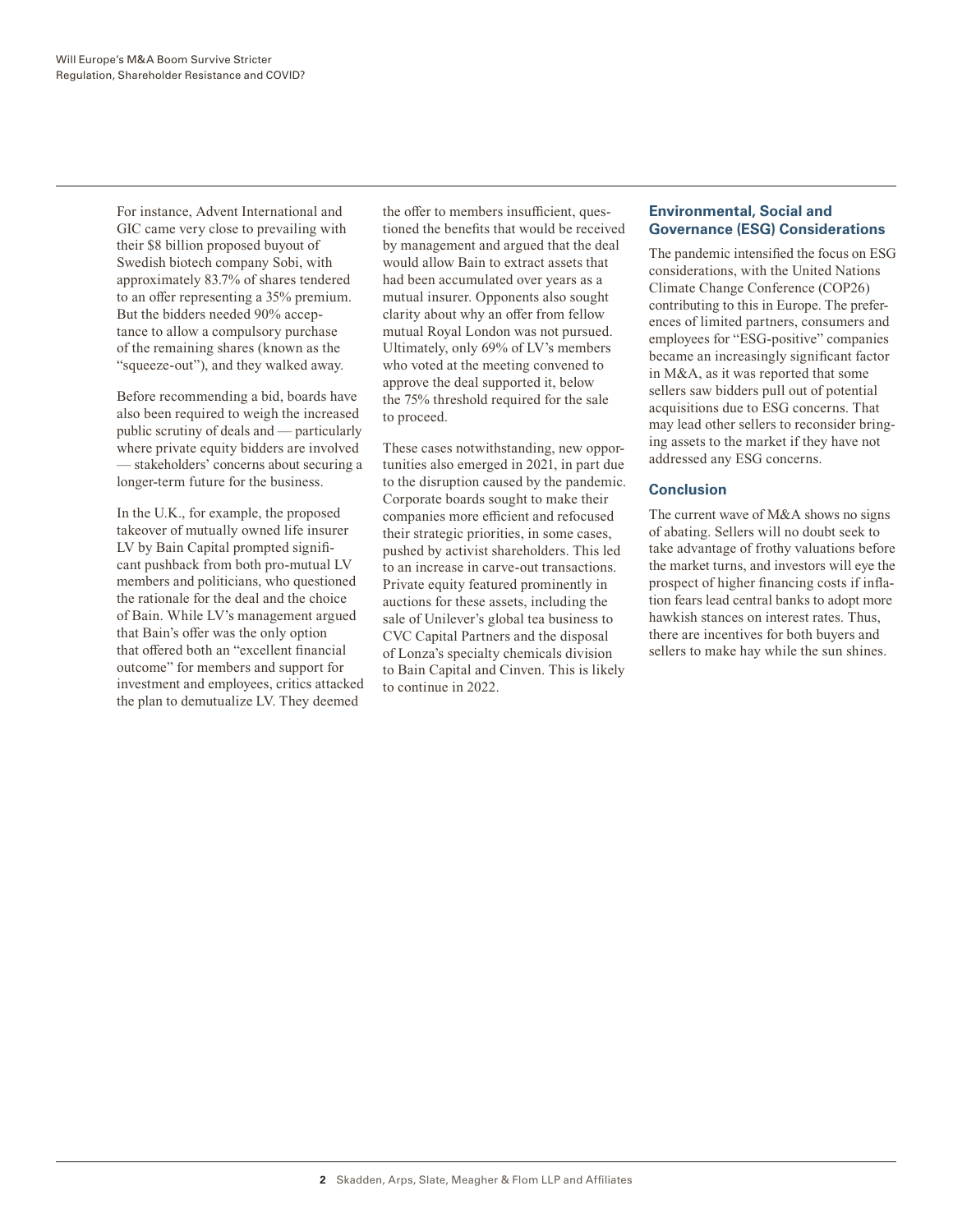For instance, Advent International and GIC came very close to prevailing with their $8 billion proposed buyout of Swedish biotech company Sobi, with approximately 83.7% of shares tendered to an offer representing a 35% premium. But the bidders needed 90% acceptance to allow a compulsory purchase of the remaining shares (known as the "squeeze-out"), and they walked away.

Before recommending a bid, boards have also been required to weigh the increased public scrutiny of deals and — particularly where private equity bidders are involved — stakeholders' concerns about securing a longer-term future for the business.

In the U.K., for example, the proposed takeover of mutually owned life insurer LV by Bain Capital prompted significant pushback from both pro-mutual LV members and politicians, who questioned the rationale for the deal and the choice of Bain. While LV's management argued that Bain's offer was the only option that offered both an "excellent financial outcome" for members and support for investment and employees, critics attacked the plan to demutualize LV. They deemed the offer to members insufficient, questioned the benefits that would be received by management and argued that the deal would allow Bain to extract assets that had been accumulated over years as a mutual insurer. Opponents also sought clarity about why an offer from fellow mutual Royal London was not pursued. Ultimately, only 69% of LV's members who voted at the meeting convened to approve the deal supported it, below the 75% threshold required for the sale to proceed.

These cases notwithstanding, new opportunities also emerged in 2021, in part due to the disruption caused by the pandemic. Corporate boards sought to make their companies more efficient and refocused their strategic priorities, in some cases, pushed by activist shareholders. This led to an increase in carve-out transactions. Private equity featured prominently in auctions for these assets, including the sale of Unilever's global tea business to CVC Capital Partners and the disposal of Lonza's specialty chemicals division to Bain Capital and Cinven. This is likely to continue in 2022.

## Environmental, Social and Governance (ESG) Considerations

The pandemic intensified the focus on ESG considerations, with the United Nations Climate Change Conference (COP26) contributing to this in Europe. The preferences of limited partners, consumers and employees for "ESG-positive" companies became an increasingly significant factor in M&A, as it was reported that some sellers saw bidders pull out of potential acquisitions due to ESG concerns. That may lead other sellers to reconsider bringing assets to the market if they have not addressed any ESG concerns.

## Conclusion

The current wave of M&A shows no signs of abating. Sellers will no doubt seek to take advantage of frothy valuations before the market turns, and investors will eye the prospect of higher financing costs if inflation fears lead central banks to adopt more hawkish stances on interest rates. Thus, there are incentives for both buyers and sellers to make hay while the sun shines.